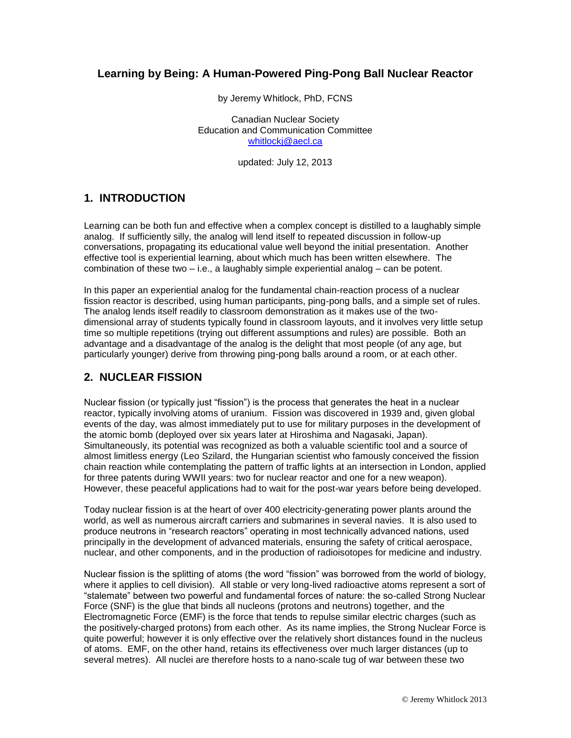# Learning by Being: A Human-Powered Ping-Pong Ball Nuclear Reactor

by Jeremy Whitlock, PhD, FCNS

Canadian Nuclear Society
Education and Communication Committee
whitlockj@aecl.ca

updated: July 12, 2013

## 1. INTRODUCTION

Learning can be both fun and effective when a complex concept is distilled to a laughably simple analog. If sufficiently silly, the analog will lend itself to repeated discussion in follow-up conversations, propagating its educational value well beyond the initial presentation. Another effective tool is experiential learning, about which much has been written elsewhere. The combination of these two – i.e., a laughably simple experiential analog – can be potent.

In this paper an experiential analog for the fundamental chain-reaction process of a nuclear fission reactor is described, using human participants, ping-pong balls, and a simple set of rules. The analog lends itself readily to classroom demonstration as it makes use of the two-dimensional array of students typically found in classroom layouts, and it involves very little setup time so multiple repetitions (trying out different assumptions and rules) are possible. Both an advantage and a disadvantage of the analog is the delight that most people (of any age, but particularly younger) derive from throwing ping-pong balls around a room, or at each other.

## 2. NUCLEAR FISSION

Nuclear fission (or typically just "fission") is the process that generates the heat in a nuclear reactor, typically involving atoms of uranium. Fission was discovered in 1939 and, given global events of the day, was almost immediately put to use for military purposes in the development of the atomic bomb (deployed over six years later at Hiroshima and Nagasaki, Japan). Simultaneously, its potential was recognized as both a valuable scientific tool and a source of almost limitless energy (Leo Szilard, the Hungarian scientist who famously conceived the fission chain reaction while contemplating the pattern of traffic lights at an intersection in London, applied for three patents during WWII years: two for nuclear reactor and one for a new weapon). However, these peaceful applications had to wait for the post-war years before being developed.

Today nuclear fission is at the heart of over 400 electricity-generating power plants around the world, as well as numerous aircraft carriers and submarines in several navies. It is also used to produce neutrons in "research reactors" operating in most technically advanced nations, used principally in the development of advanced materials, ensuring the safety of critical aerospace, nuclear, and other components, and in the production of radioisotopes for medicine and industry.

Nuclear fission is the splitting of atoms (the word "fission" was borrowed from the world of biology, where it applies to cell division). All stable or very long-lived radioactive atoms represent a sort of "stalemate" between two powerful and fundamental forces of nature: the so-called Strong Nuclear Force (SNF) is the glue that binds all nucleons (protons and neutrons) together, and the Electromagnetic Force (EMF) is the force that tends to repulse similar electric charges (such as the positively-charged protons) from each other. As its name implies, the Strong Nuclear Force is quite powerful; however it is only effective over the relatively short distances found in the nucleus of atoms. EMF, on the other hand, retains its effectiveness over much larger distances (up to several metres). All nuclei are therefore hosts to a nano-scale tug of war between these two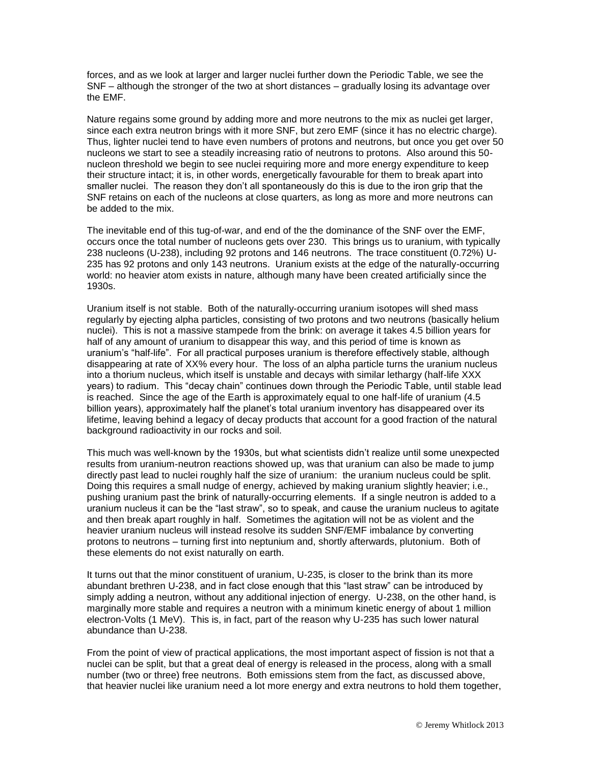forces, and as we look at larger and larger nuclei further down the Periodic Table, we see the SNF – although the stronger of the two at short distances – gradually losing its advantage over the EMF.

Nature regains some ground by adding more and more neutrons to the mix as nuclei get larger, since each extra neutron brings with it more SNF, but zero EMF (since it has no electric charge). Thus, lighter nuclei tend to have even numbers of protons and neutrons, but once you get over 50 nucleons we start to see a steadily increasing ratio of neutrons to protons. Also around this 50-nucleon threshold we begin to see nuclei requiring more and more energy expenditure to keep their structure intact; it is, in other words, energetically favourable for them to break apart into smaller nuclei. The reason they don't all spontaneously do this is due to the iron grip that the SNF retains on each of the nucleons at close quarters, as long as more and more neutrons can be added to the mix.

The inevitable end of this tug-of-war, and end of the the dominance of the SNF over the EMF, occurs once the total number of nucleons gets over 230. This brings us to uranium, with typically 238 nucleons (U-238), including 92 protons and 146 neutrons. The trace constituent (0.72%) U-235 has 92 protons and only 143 neutrons. Uranium exists at the edge of the naturally-occurring world: no heavier atom exists in nature, although many have been created artificially since the 1930s.

Uranium itself is not stable. Both of the naturally-occurring uranium isotopes will shed mass regularly by ejecting alpha particles, consisting of two protons and two neutrons (basically helium nuclei). This is not a massive stampede from the brink: on average it takes 4.5 billion years for half of any amount of uranium to disappear this way, and this period of time is known as uranium's "half-life". For all practical purposes uranium is therefore effectively stable, although disappearing at rate of XX% every hour. The loss of an alpha particle turns the uranium nucleus into a thorium nucleus, which itself is unstable and decays with similar lethargy (half-life XXX years) to radium. This "decay chain" continues down through the Periodic Table, until stable lead is reached. Since the age of the Earth is approximately equal to one half-life of uranium (4.5 billion years), approximately half the planet's total uranium inventory has disappeared over its lifetime, leaving behind a legacy of decay products that account for a good fraction of the natural background radioactivity in our rocks and soil.

This much was well-known by the 1930s, but what scientists didn't realize until some unexpected results from uranium-neutron reactions showed up, was that uranium can also be made to jump directly past lead to nuclei roughly half the size of uranium: the uranium nucleus could be split. Doing this requires a small nudge of energy, achieved by making uranium slightly heavier; i.e., pushing uranium past the brink of naturally-occurring elements. If a single neutron is added to a uranium nucleus it can be the "last straw", so to speak, and cause the uranium nucleus to agitate and then break apart roughly in half. Sometimes the agitation will not be as violent and the heavier uranium nucleus will instead resolve its sudden SNF/EMF imbalance by converting protons to neutrons – turning first into neptunium and, shortly afterwards, plutonium. Both of these elements do not exist naturally on earth.

It turns out that the minor constituent of uranium, U-235, is closer to the brink than its more abundant brethren U-238, and in fact close enough that this "last straw" can be introduced by simply adding a neutron, without any additional injection of energy. U-238, on the other hand, is marginally more stable and requires a neutron with a minimum kinetic energy of about 1 million electron-Volts (1 MeV). This is, in fact, part of the reason why U-235 has such lower natural abundance than U-238.

From the point of view of practical applications, the most important aspect of fission is not that a nuclei can be split, but that a great deal of energy is released in the process, along with a small number (two or three) free neutrons. Both emissions stem from the fact, as discussed above, that heavier nuclei like uranium need a lot more energy and extra neutrons to hold them together,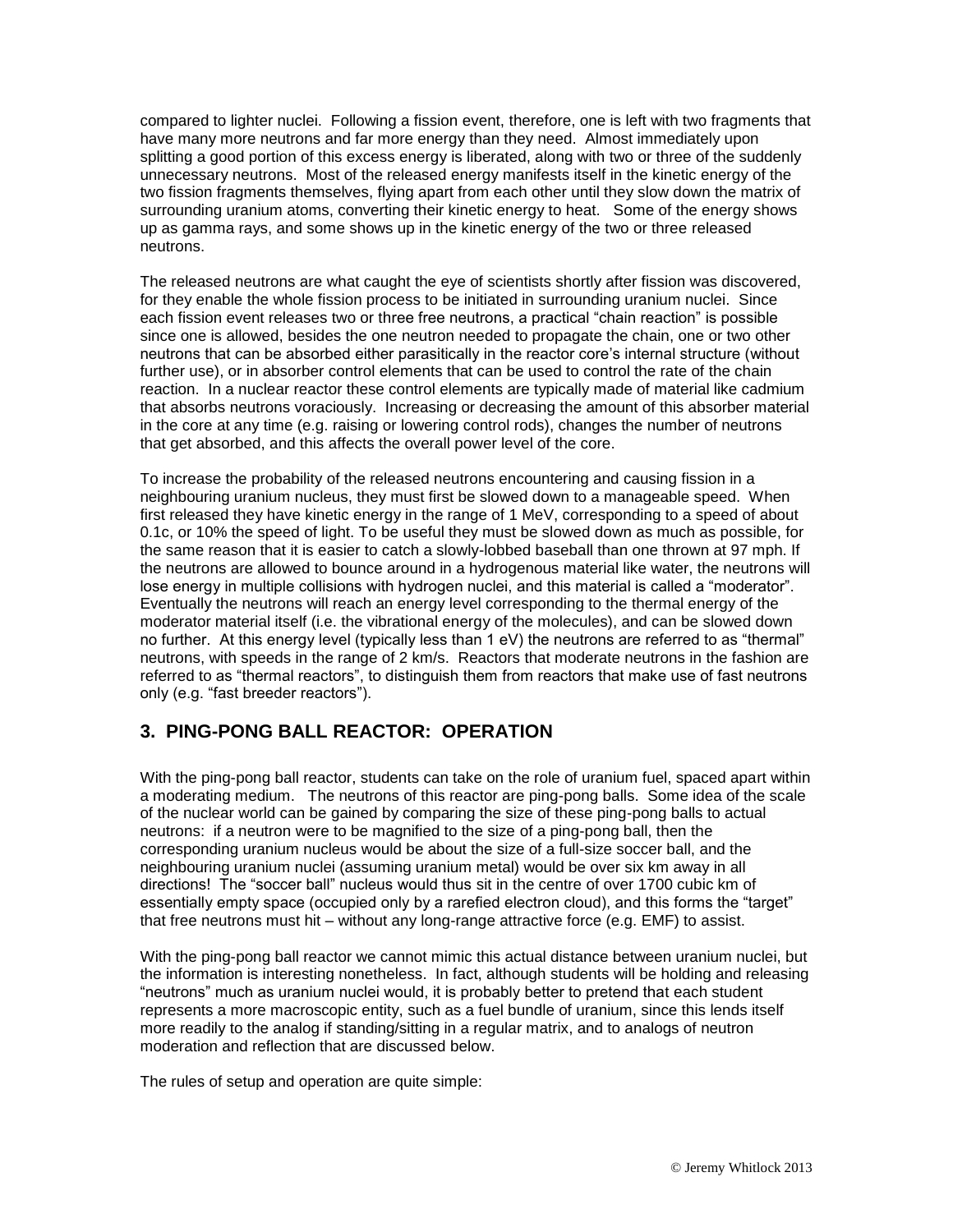compared to lighter nuclei. Following a fission event, therefore, one is left with two fragments that have many more neutrons and far more energy than they need. Almost immediately upon splitting a good portion of this excess energy is liberated, along with two or three of the suddenly unnecessary neutrons. Most of the released energy manifests itself in the kinetic energy of the two fission fragments themselves, flying apart from each other until they slow down the matrix of surrounding uranium atoms, converting their kinetic energy to heat. Some of the energy shows up as gamma rays, and some shows up in the kinetic energy of the two or three released neutrons.

The released neutrons are what caught the eye of scientists shortly after fission was discovered, for they enable the whole fission process to be initiated in surrounding uranium nuclei. Since each fission event releases two or three free neutrons, a practical "chain reaction" is possible since one is allowed, besides the one neutron needed to propagate the chain, one or two other neutrons that can be absorbed either parasitically in the reactor core's internal structure (without further use), or in absorber control elements that can be used to control the rate of the chain reaction. In a nuclear reactor these control elements are typically made of material like cadmium that absorbs neutrons voraciously. Increasing or decreasing the amount of this absorber material in the core at any time (e.g. raising or lowering control rods), changes the number of neutrons that get absorbed, and this affects the overall power level of the core.

To increase the probability of the released neutrons encountering and causing fission in a neighbouring uranium nucleus, they must first be slowed down to a manageable speed. When first released they have kinetic energy in the range of 1 MeV, corresponding to a speed of about 0.1c, or 10% the speed of light. To be useful they must be slowed down as much as possible, for the same reason that it is easier to catch a slowly-lobbed baseball than one thrown at 97 mph. If the neutrons are allowed to bounce around in a hydrogenous material like water, the neutrons will lose energy in multiple collisions with hydrogen nuclei, and this material is called a "moderator". Eventually the neutrons will reach an energy level corresponding to the thermal energy of the moderator material itself (i.e. the vibrational energy of the molecules), and can be slowed down no further. At this energy level (typically less than 1 eV) the neutrons are referred to as "thermal" neutrons, with speeds in the range of 2 km/s. Reactors that moderate neutrons in the fashion are referred to as "thermal reactors", to distinguish them from reactors that make use of fast neutrons only (e.g. "fast breeder reactors").

## 3. PING-PONG BALL REACTOR: OPERATION

With the ping-pong ball reactor, students can take on the role of uranium fuel, spaced apart within a moderating medium. The neutrons of this reactor are ping-pong balls. Some idea of the scale of the nuclear world can be gained by comparing the size of these ping-pong balls to actual neutrons: if a neutron were to be magnified to the size of a ping-pong ball, then the corresponding uranium nucleus would be about the size of a full-size soccer ball, and the neighbouring uranium nuclei (assuming uranium metal) would be over six km away in all directions! The "soccer ball" nucleus would thus sit in the centre of over 1700 cubic km of essentially empty space (occupied only by a rarefied electron cloud), and this forms the "target" that free neutrons must hit – without any long-range attractive force (e.g. EMF) to assist.

With the ping-pong ball reactor we cannot mimic this actual distance between uranium nuclei, but the information is interesting nonetheless. In fact, although students will be holding and releasing "neutrons" much as uranium nuclei would, it is probably better to pretend that each student represents a more macroscopic entity, such as a fuel bundle of uranium, since this lends itself more readily to the analog if standing/sitting in a regular matrix, and to analogs of neutron moderation and reflection that are discussed below.

The rules of setup and operation are quite simple: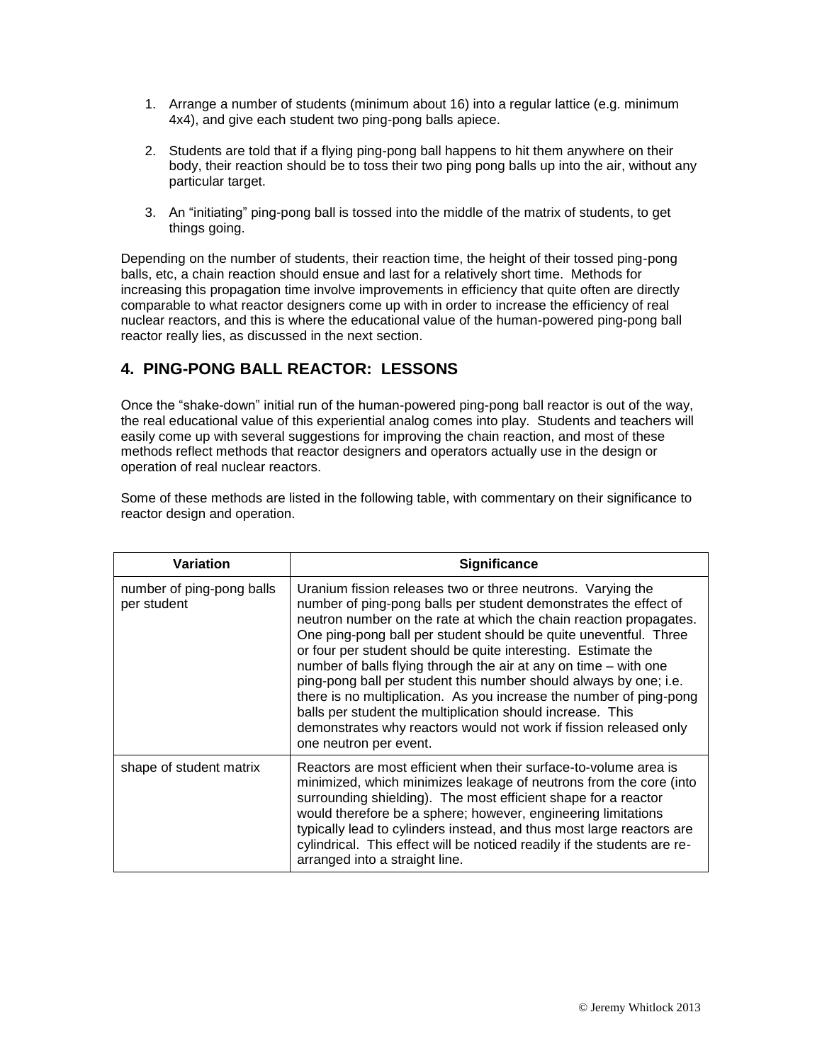1. Arrange a number of students (minimum about 16) into a regular lattice (e.g. minimum 4x4), and give each student two ping-pong balls apiece.

2. Students are told that if a flying ping-pong ball happens to hit them anywhere on their body, their reaction should be to toss their two ping pong balls up into the air, without any particular target.

3. An "initiating" ping-pong ball is tossed into the middle of the matrix of students, to get things going.

Depending on the number of students, their reaction time, the height of their tossed ping-pong balls, etc, a chain reaction should ensue and last for a relatively short time. Methods for increasing this propagation time involve improvements in efficiency that quite often are directly comparable to what reactor designers come up with in order to increase the efficiency of real nuclear reactors, and this is where the educational value of the human-powered ping-pong ball reactor really lies, as discussed in the next section.

## 4. PING-PONG BALL REACTOR: LESSONS

Once the "shake-down" initial run of the human-powered ping-pong ball reactor is out of the way, the real educational value of this experiential analog comes into play. Students and teachers will easily come up with several suggestions for improving the chain reaction, and most of these methods reflect methods that reactor designers and operators actually use in the design or operation of real nuclear reactors.

Some of these methods are listed in the following table, with commentary on their significance to reactor design and operation.

| Variation | Significance |
|---|---|
| number of ping-pong balls per student | Uranium fission releases two or three neutrons. Varying the number of ping-pong balls per student demonstrates the effect of neutron number on the rate at which the chain reaction propagates. One ping-pong ball per student should be quite uneventful. Three or four per student should be quite interesting. Estimate the number of balls flying through the air at any on time – with one ping-pong ball per student this number should always by one; i.e. there is no multiplication. As you increase the number of ping-pong balls per student the multiplication should increase. This demonstrates why reactors would not work if fission released only one neutron per event. |
| shape of student matrix | Reactors are most efficient when their surface-to-volume area is minimized, which minimizes leakage of neutrons from the core (into surrounding shielding). The most efficient shape for a reactor would therefore be a sphere; however, engineering limitations typically lead to cylinders instead, and thus most large reactors are cylindrical. This effect will be noticed readily if the students are re-arranged into a straight line. |

© Jeremy Whitlock 2013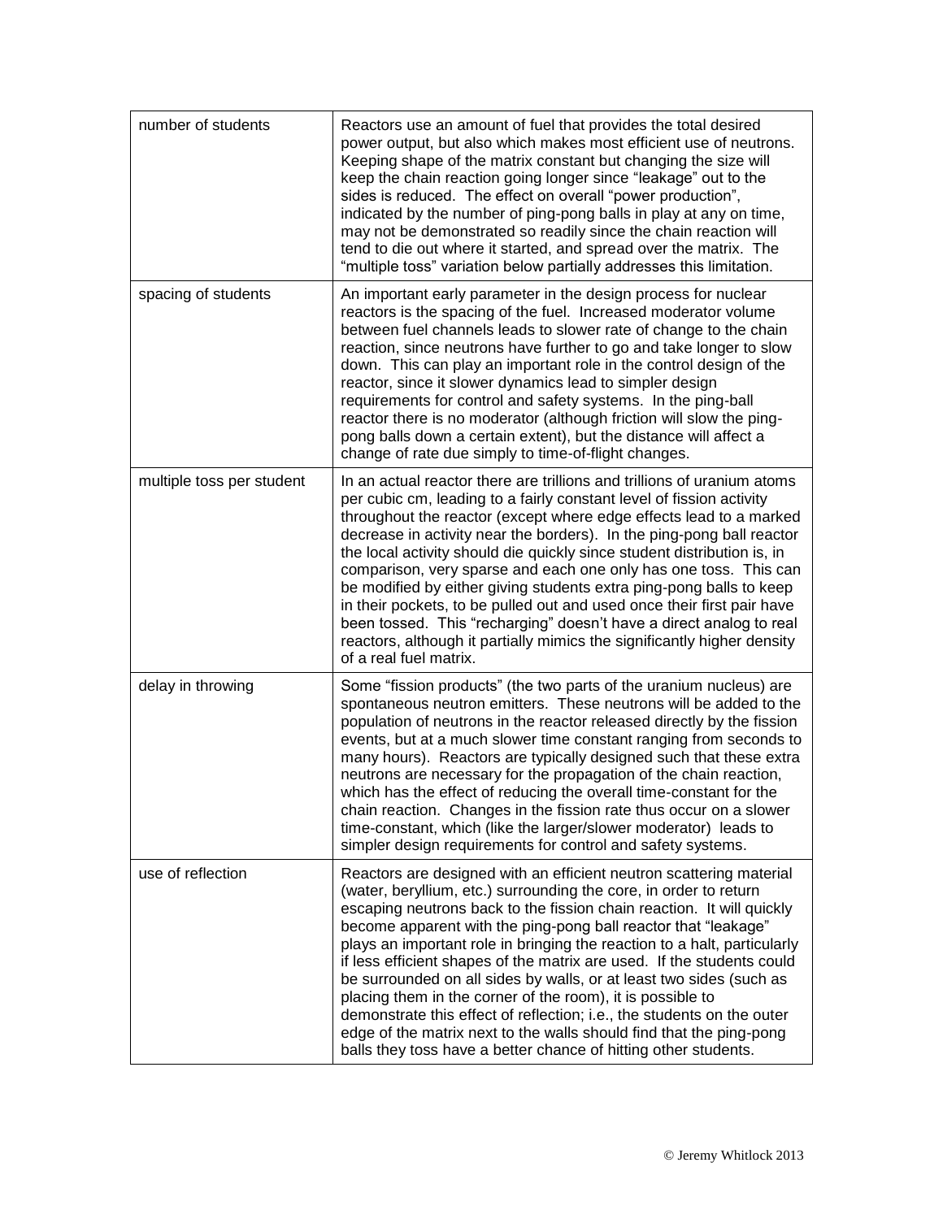| | |
|---|---|
| number of students | Reactors use an amount of fuel that provides the total desired power output, but also which makes most efficient use of neutrons. Keeping shape of the matrix constant but changing the size will keep the chain reaction going longer since "leakage" out to the sides is reduced. The effect on overall "power production", indicated by the number of ping-pong balls in play at any on time, may not be demonstrated so readily since the chain reaction will tend to die out where it started, and spread over the matrix. The "multiple toss" variation below partially addresses this limitation. |
| spacing of students | An important early parameter in the design process for nuclear reactors is the spacing of the fuel. Increased moderator volume between fuel channels leads to slower rate of change to the chain reaction, since neutrons have further to go and take longer to slow down. This can play an important role in the control design of the reactor, since it slower dynamics lead to simpler design requirements for control and safety systems. In the ping-ball reactor there is no moderator (although friction will slow the ping-pong balls down a certain extent), but the distance will affect a change of rate due simply to time-of-flight changes. |
| multiple toss per student | In an actual reactor there are trillions and trillions of uranium atoms per cubic cm, leading to a fairly constant level of fission activity throughout the reactor (except where edge effects lead to a marked decrease in activity near the borders). In the ping-pong ball reactor the local activity should die quickly since student distribution is, in comparison, very sparse and each one only has one toss. This can be modified by either giving students extra ping-pong balls to keep in their pockets, to be pulled out and used once their first pair have been tossed. This "recharging" doesn't have a direct analog to real reactors, although it partially mimics the significantly higher density of a real fuel matrix. |
| delay in throwing | Some "fission products" (the two parts of the uranium nucleus) are spontaneous neutron emitters. These neutrons will be added to the population of neutrons in the reactor released directly by the fission events, but at a much slower time constant ranging from seconds to many hours). Reactors are typically designed such that these extra neutrons are necessary for the propagation of the chain reaction, which has the effect of reducing the overall time-constant for the chain reaction. Changes in the fission rate thus occur on a slower time-constant, which (like the larger/slower moderator) leads to simpler design requirements for control and safety systems. |
| use of reflection | Reactors are designed with an efficient neutron scattering material (water, beryllium, etc.) surrounding the core, in order to return escaping neutrons back to the fission chain reaction. It will quickly become apparent with the ping-pong ball reactor that "leakage" plays an important role in bringing the reaction to a halt, particularly if less efficient shapes of the matrix are used. If the students could be surrounded on all sides by walls, or at least two sides (such as placing them in the corner of the room), it is possible to demonstrate this effect of reflection; i.e., the students on the outer edge of the matrix next to the walls should find that the ping-pong balls they toss have a better chance of hitting other students. |

© Jeremy Whitlock 2013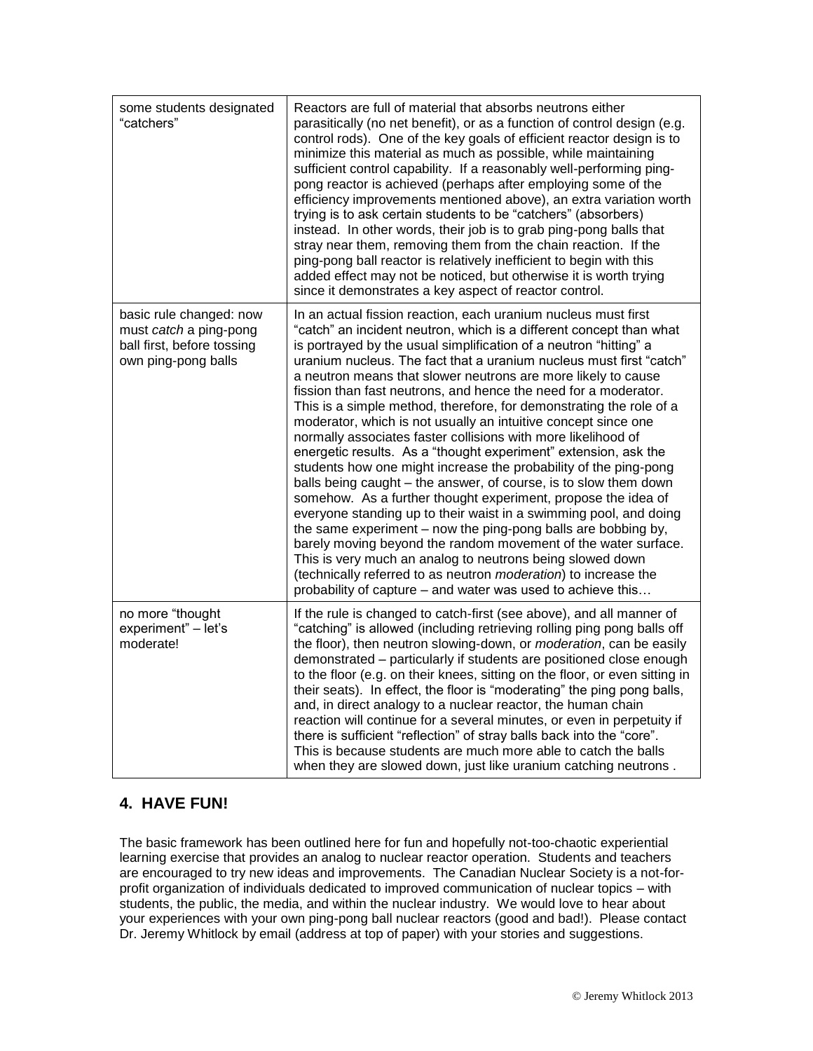| | |
|---|---|
| some students designated "catchers" | Reactors are full of material that absorbs neutrons either parasitically (no net benefit), or as a function of control design (e.g. control rods). One of the key goals of efficient reactor design is to minimize this material as much as possible, while maintaining sufficient control capability. If a reasonably well-performing ping-pong reactor is achieved (perhaps after employing some of the efficiency improvements mentioned above), an extra variation worth trying is to ask certain students to be "catchers" (absorbers) instead. In other words, their job is to grab ping-pong balls that stray near them, removing them from the chain reaction. If the ping-pong ball reactor is relatively inefficient to begin with this added effect may not be noticed, but otherwise it is worth trying since it demonstrates a key aspect of reactor control. |
| basic rule changed: now must *catch* a ping-pong ball first, before tossing own ping-pong balls | In an actual fission reaction, each uranium nucleus must first "catch" an incident neutron, which is a different concept than what is portrayed by the usual simplification of a neutron "hitting" a uranium nucleus. The fact that a uranium nucleus must first "catch" a neutron means that slower neutrons are more likely to cause fission than fast neutrons, and hence the need for a moderator. This is a simple method, therefore, for demonstrating the role of a moderator, which is not usually an intuitive concept since one normally associates faster collisions with more likelihood of energetic results. As a "thought experiment" extension, ask the students how one might increase the probability of the ping-pong balls being caught – the answer, of course, is to slow them down somehow. As a further thought experiment, propose the idea of everyone standing up to their waist in a swimming pool, and doing the same experiment – now the ping-pong balls are bobbing by, barely moving beyond the random movement of the water surface. This is very much an analog to neutrons being slowed down (technically referred to as neutron *moderation*) to increase the probability of capture – and water was used to achieve this… |
| no more "thought experiment" – let's moderate! | If the rule is changed to catch-first (see above), and all manner of "catching" is allowed (including retrieving rolling ping pong balls off the floor), then neutron slowing-down, or *moderation*, can be easily demonstrated – particularly if students are positioned close enough to the floor (e.g. on their knees, sitting on the floor, or even sitting in their seats). In effect, the floor is "moderating" the ping pong balls, and, in direct analogy to a nuclear reactor, the human chain reaction will continue for a several minutes, or even in perpetuity if there is sufficient "reflection" of stray balls back into the "core". This is because students are much more able to catch the balls when they are slowed down, just like uranium catching neutrons . |

## 4. HAVE FUN!

The basic framework has been outlined here for fun and hopefully not-too-chaotic experiential learning exercise that provides an analog to nuclear reactor operation. Students and teachers are encouraged to try new ideas and improvements. The Canadian Nuclear Society is a not-for-profit organization of individuals dedicated to improved communication of nuclear topics – with students, the public, the media, and within the nuclear industry. We would love to hear about your experiences with your own ping-pong ball nuclear reactors (good and bad!). Please contact Dr. Jeremy Whitlock by email (address at top of paper) with your stories and suggestions.

© Jeremy Whitlock 2013